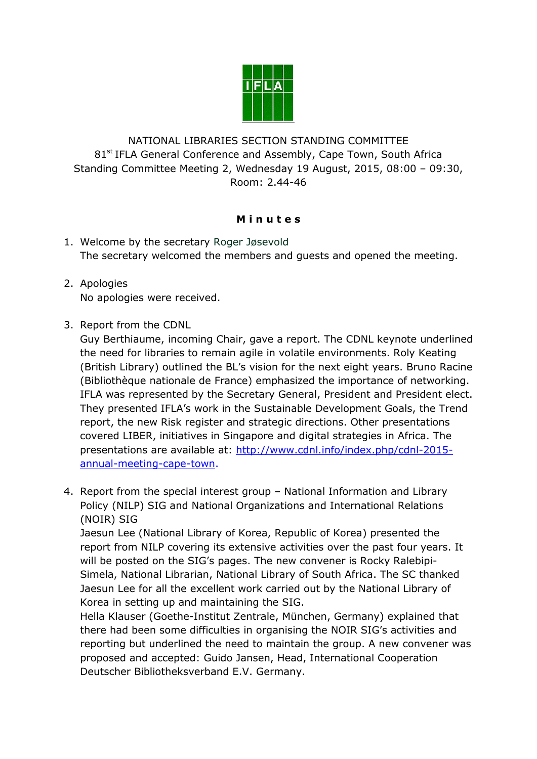NATIONAL LIBRARIES SECTION STANDING COMMITTEE
81st IFLA General Conference and Assembly, Cape Town, South Africa
Standing Committee Meeting 2, Wednesday 19 August, 2015, 08:00 – 09:30,
Room: 2.44-46

**M i n u t e s**

1. Welcome by the secretary Roger Jøsevold
   The secretary welcomed the members and guests and opened the meeting.

2. Apologies
   No apologies were received.

3. Report from the CDNL
   Guy Berthiaume, incoming Chair, gave a report. The CDNL keynote underlined the need for libraries to remain agile in volatile environments. Roly Keating (British Library) outlined the BL's vision for the next eight years. Bruno Racine (Bibliothèque nationale de France) emphasized the importance of networking. IFLA was represented by the Secretary General, President and President elect. They presented IFLA's work in the Sustainable Development Goals, the Trend report, the new Risk register and strategic directions. Other presentations covered LIBER, initiatives in Singapore and digital strategies in Africa. The presentations are available at: [http://www.cdnl.info/index.php/cdnl-2015-annual-meeting-cape-town](http://www.cdnl.info/index.php/cdnl-2015-annual-meeting-cape-town).

4. Report from the special interest group – National Information and Library Policy (NILP) SIG and National Organizations and International Relations (NOIR) SIG
   Jaesun Lee (National Library of Korea, Republic of Korea) presented the report from NILP covering its extensive activities over the past four years. It will be posted on the SIG's pages. The new convener is Rocky Ralebipi-Simela, National Librarian, National Library of South Africa. The SC thanked Jaesun Lee for all the excellent work carried out by the National Library of Korea in setting up and maintaining the SIG.
   Hella Klauser (Goethe-Institut Zentrale, München, Germany) explained that there had been some difficulties in organising the NOIR SIG's activities and reporting but underlined the need to maintain the group. A new convener was proposed and accepted: Guido Jansen, Head, International Cooperation Deutscher Bibliotheksverband E.V. Germany.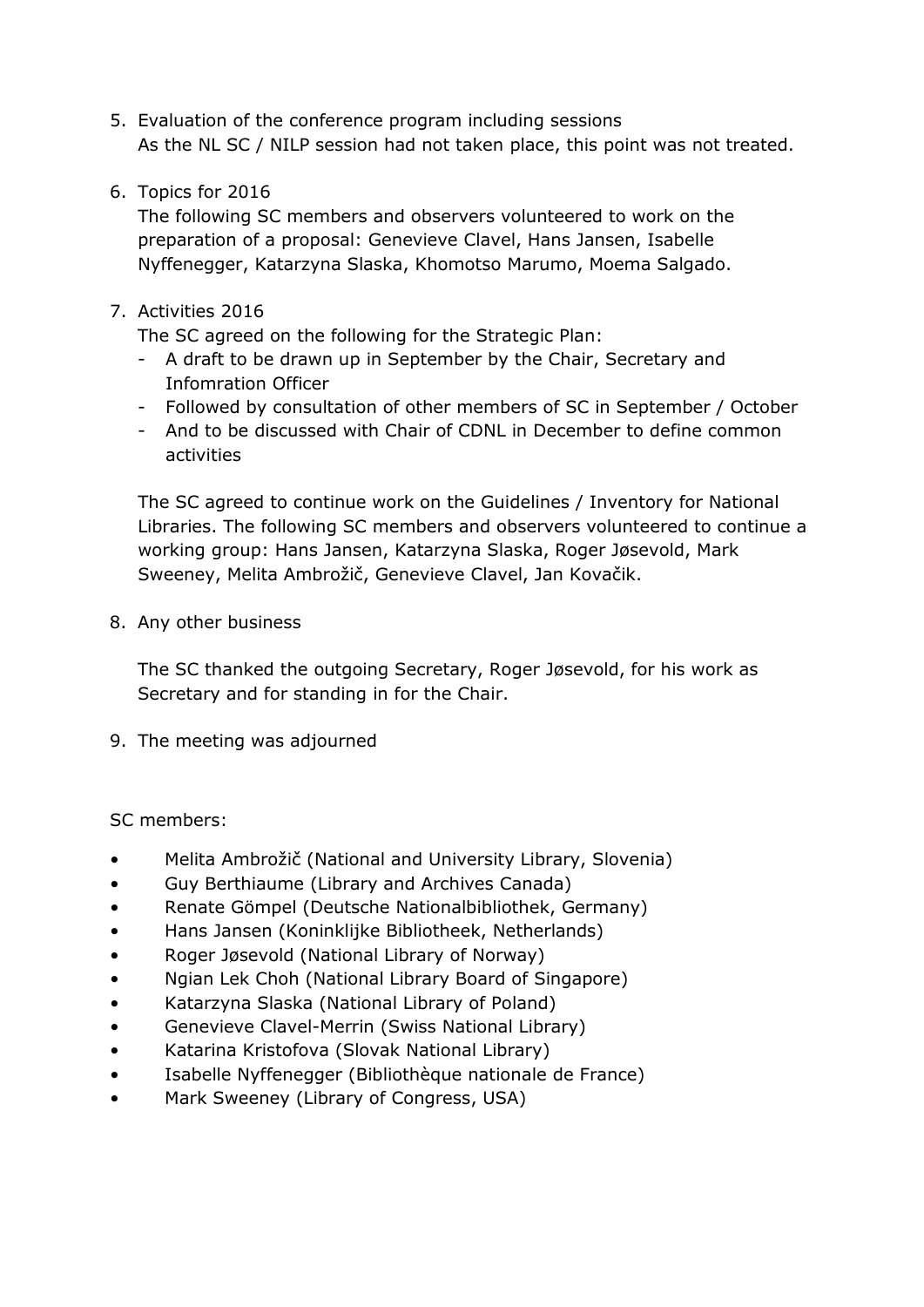5. Evaluation of the conference program including sessions
   As the NL SC / NILP session had not taken place, this point was not treated.

6. Topics for 2016
   The following SC members and observers volunteered to work on the preparation of a proposal: Genevieve Clavel, Hans Jansen, Isabelle Nyffenegger, Katarzyna Slaska, Khomotso Marumo, Moema Salgado.

7. Activities 2016
   The SC agreed on the following for the Strategic Plan:
   - A draft to be drawn up in September by the Chair, Secretary and Infomration Officer
   - Followed by consultation of other members of SC in September / October
   - And to be discussed with Chair of CDNL in December to define common activities

   The SC agreed to continue work on the Guidelines / Inventory for National Libraries. The following SC members and observers volunteered to continue a working group: Hans Jansen, Katarzyna Slaska, Roger Jøsevold, Mark Sweeney, Melita Ambrožič, Genevieve Clavel, Jan Kovačik.

8. Any other business

   The SC thanked the outgoing Secretary, Roger Jøsevold, for his work as Secretary and for standing in for the Chair.

9. The meeting was adjourned

SC members:

- Melita Ambrožič (National and University Library, Slovenia)
- Guy Berthiaume (Library and Archives Canada)
- Renate Gömpel (Deutsche Nationalbibliothek, Germany)
- Hans Jansen (Koninklijke Bibliotheek, Netherlands)
- Roger Jøsevold (National Library of Norway)
- Ngian Lek Choh (National Library Board of Singapore)
- Katarzyna Slaska (National Library of Poland)
- Genevieve Clavel-Merrin (Swiss National Library)
- Katarina Kristofova (Slovak National Library)
- Isabelle Nyffenegger (Bibliothèque nationale de France)
- Mark Sweeney (Library of Congress, USA)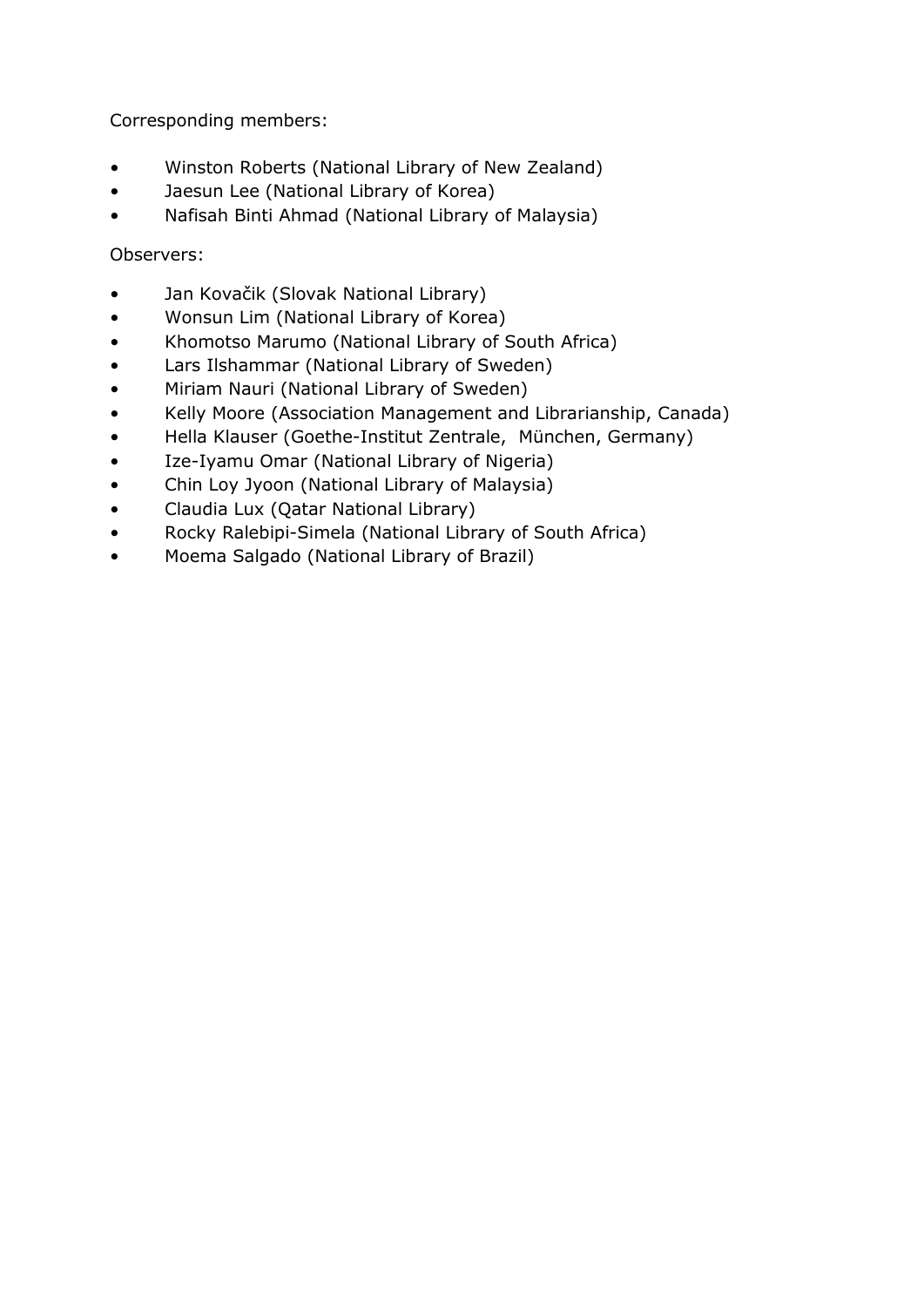Corresponding members:

- Winston Roberts (National Library of New Zealand)
- Jaesun Lee (National Library of Korea)
- Nafisah Binti Ahmad (National Library of Malaysia)

Observers:

- Jan Kovačik (Slovak National Library)
- Wonsun Lim (National Library of Korea)
- Khomotso Marumo (National Library of South Africa)
- Lars Ilshammar (National Library of Sweden)
- Miriam Nauri (National Library of Sweden)
- Kelly Moore (Association Management and Librarianship, Canada)
- Hella Klauser (Goethe-Institut Zentrale, München, Germany)
- Ize-Iyamu Omar (National Library of Nigeria)
- Chin Loy Jyoon (National Library of Malaysia)
- Claudia Lux (Qatar National Library)
- Rocky Ralebipi-Simela (National Library of South Africa)
- Moema Salgado (National Library of Brazil)